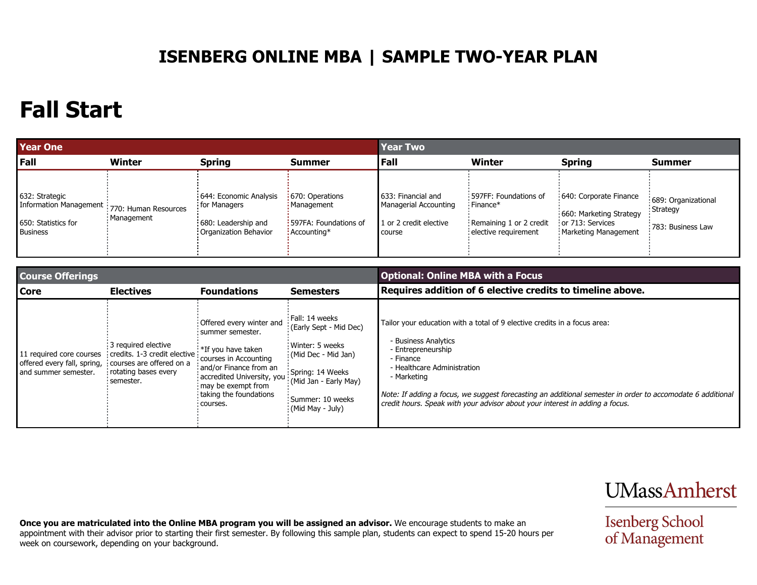# ISENBERG ONLINE MBA | SAMPLE TWO-YEAR PLAN

## Fall Start

| Year One | | | | Year Two | | | |
|---|---|---|---|---|---|---|---|
| **Fall** | **Winter** | **Spring** | **Summer** | **Fall** | **Winter** | **Spring** | **Summer** |
| 632: Strategic Information Management<br><br>650: Statistics for Business | 770: Human Resources Management | 644: Economic Analysis for Managers<br><br>680: Leadership and Organization Behavior | 670: Operations Management<br><br>597FA: Foundations of Accounting* | 633: Financial and Managerial Accounting<br><br>1 or 2 credit elective course | 597FF: Foundations of Finance*<br><br>Remaining 1 or 2 credit elective requirement | 640: Corporate Finance<br><br>660: Marketing Strategy or 713: Services Marketing Management | 689: Organizational Strategy<br><br>783: Business Law |

| Course Offerings | | | | Optional: Online MBA with a Focus |
|---|---|---|---|---|
| **Core** | **Electives** | **Foundations** | **Semesters** | **Requires addition of 6 elective credits to timeline above.** |
| 11 required core courses offered every fall, spring, and summer semester. | 3 required elective credits. 1-3 credit elective courses are offered on a rotating bases every semester. | Offered every winter and summer semester.<br><br>*If you have taken courses in Accounting and/or Finance from an accredited University, you may be exempt from taking the foundations courses. | Fall: 14 weeks (Early Sept - Mid Dec)<br><br>Winter: 5 weeks (Mid Dec - Mid Jan)<br><br>Spring: 14 Weeks (Mid Jan - Early May)<br><br>Summer: 10 weeks (Mid May - July) | Tailor your education with a total of 9 elective credits in a focus area:<br><br>- Business Analytics<br>- Entrepreneurship<br>- Finance<br>- Healthcare Administration<br>- Marketing<br><br>*Note: If adding a focus, we suggest forecasting an additional semester in order to accomodate 6 additional credit hours. Speak with your advisor about your interest in adding a focus.* |

**Once you are matriculated into the Online MBA program you will be assigned an advisor.** We encourage students to make an appointment with their advisor prior to starting their first semester. By following this sample plan, students can expect to spend 15-20 hours per week on coursework, depending on your background.

UMassAmherst

Isenberg School of Management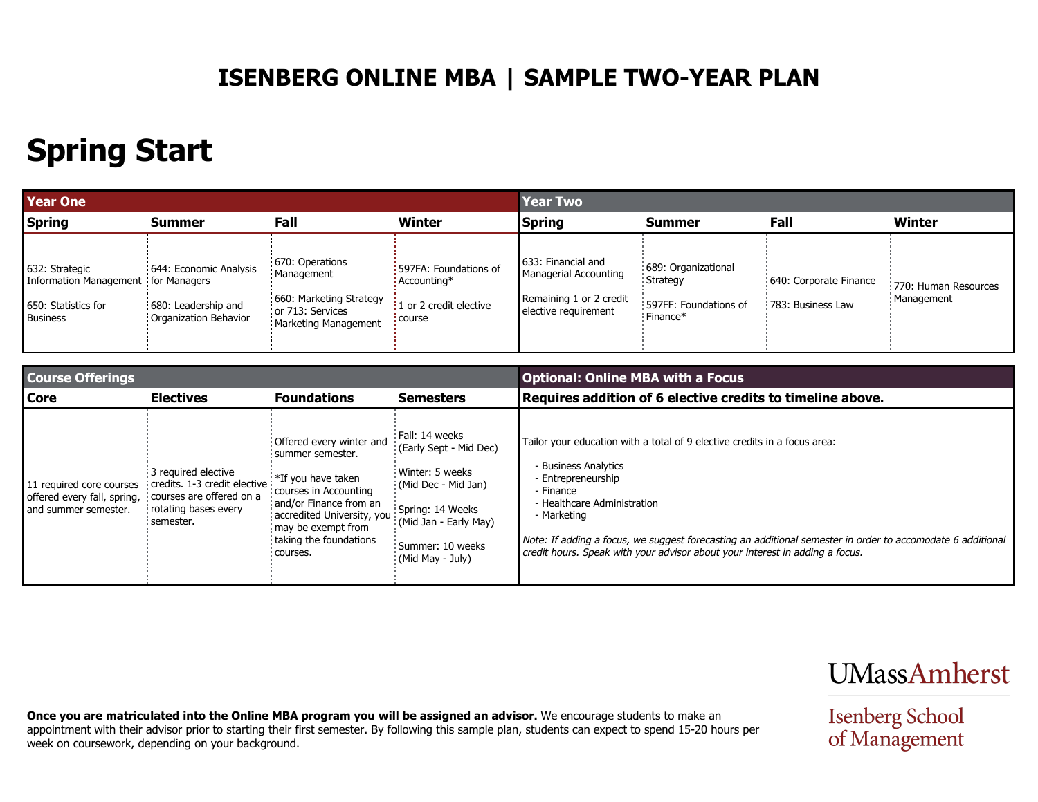# ISENBERG ONLINE MBA | SAMPLE TWO-YEAR PLAN

# Spring Start

| Year One | | | | Year Two | | | |
|---|---|---|---|---|---|---|---|
| **Spring** | **Summer** | **Fall** | **Winter** | **Spring** | **Summer** | **Fall** | **Winter** |
| 632: Strategic Information Management<br><br>650: Statistics for Business | 644: Economic Analysis for Managers<br><br>680: Leadership and Organization Behavior | 670: Operations Management<br><br>660: Marketing Strategy or 713: Services Marketing Management | 597FA: Foundations of Accounting*<br><br>1 or 2 credit elective course | 633: Financial and Managerial Accounting<br><br>Remaining 1 or 2 credit elective requirement | 689: Organizational Strategy<br><br>597FF: Foundations of Finance* | 640: Corporate Finance<br><br>783: Business Law | 770: Human Resources Management |

| Course Offerings | | | |
|---|---|---|---|
| **Core** | **Electives** | **Foundations** | **Semesters** |
| 11 required core courses offered every fall, spring, and summer semester. | 3 required elective credits. 1-3 credit elective courses are offered on a rotating bases every semester. | Offered every winter and summer semester.<br><br>*If you have taken courses in Accounting and/or Finance from an accredited University, you may be exempt from taking the foundations courses. | Fall: 14 weeks (Early Sept - Mid Dec)<br><br>Winter: 5 weeks (Mid Dec - Mid Jan)<br><br>Spring: 14 Weeks (Mid Jan - Early May)<br><br>Summer: 10 weeks (Mid May - July) |

## Optional: Online MBA with a Focus

**Requires addition of 6 elective credits to timeline above.**

Tailor your education with a total of 9 elective credits in a focus area:

- Business Analytics
- Entrepreneurship
- Finance
- Healthcare Administration
- Marketing

*Note: If adding a focus, we suggest forecasting an additional semester in order to accomodate 6 additional credit hours. Speak with your advisor about your interest in adding a focus.*

**Once you are matriculated into the Online MBA program you will be assigned an advisor.** We encourage students to make an appointment with their advisor prior to starting their first semester. By following this sample plan, students can expect to spend 15-20 hours per week on coursework, depending on your background.

UMassAmherst

Isenberg School of Management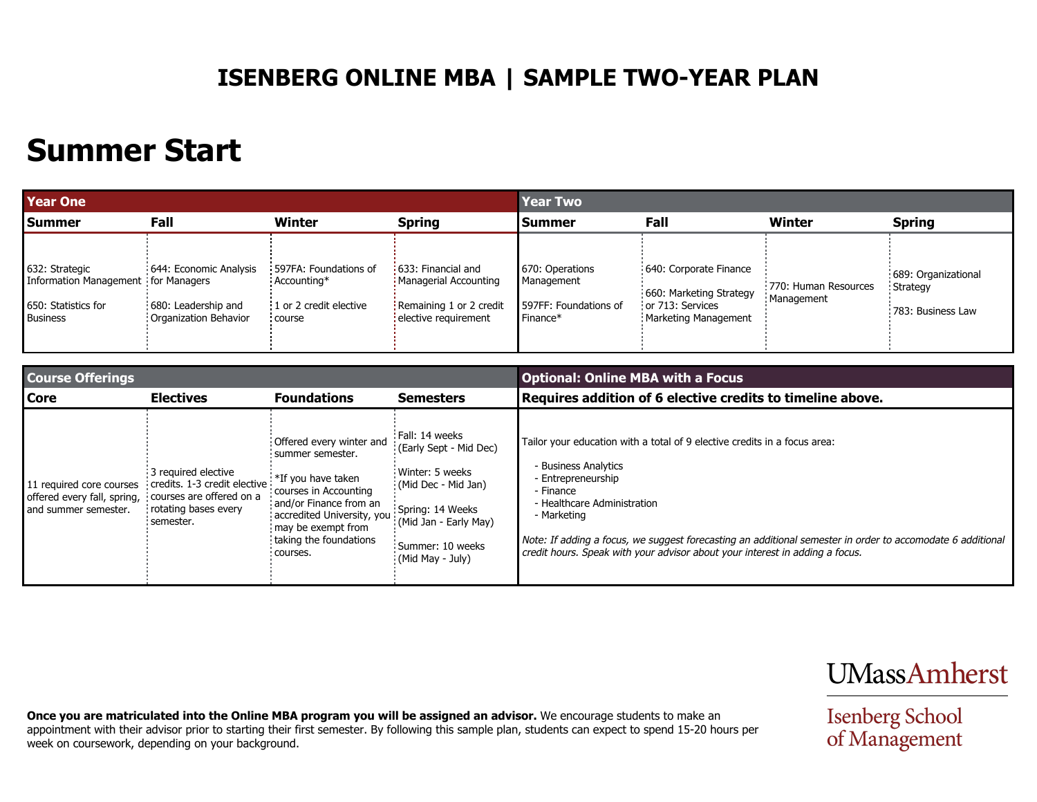# ISENBERG ONLINE MBA | SAMPLE TWO-YEAR PLAN

## Summer Start

| Year One | | | | Year Two | | | |
|---|---|---|---|---|---|---|---|
| **Summer** | **Fall** | **Winter** | **Spring** | **Summer** | **Fall** | **Winter** | **Spring** |
| 632: Strategic Information Management<br><br>650: Statistics for Business | 644: Economic Analysis for Managers<br><br>680: Leadership and Organization Behavior | 597FA: Foundations of Accounting*<br><br>1 or 2 credit elective course | 633: Financial and Managerial Accounting<br><br>Remaining 1 or 2 credit elective requirement | 670: Operations Management<br><br>597FF: Foundations of Finance* | 640: Corporate Finance<br><br>660: Marketing Strategy or 713: Services Marketing Management | 770: Human Resources Management | 689: Organizational Strategy<br><br>783: Business Law |

| Course Offerings | | | | Optional: Online MBA with a Focus |
|---|---|---|---|---|
| **Core** | **Electives** | **Foundations** | **Semesters** | **Requires addition of 6 elective credits to timeline above.** |
| 11 required core courses offered every fall, spring, and summer semester. | 3 required elective credits. 1-3 credit elective courses are offered on a rotating bases every semester. | Offered every winter and summer semester.<br><br>*If you have taken courses in Accounting and/or Finance from an accredited University, you may be exempt from taking the foundations courses. | Fall: 14 weeks (Early Sept - Mid Dec)<br><br>Winter: 5 weeks (Mid Dec - Mid Jan)<br><br>Spring: 14 Weeks (Mid Jan - Early May)<br><br>Summer: 10 weeks (Mid May - July) | Tailor your education with a total of 9 elective credits in a focus area:<br><br>- Business Analytics<br>- Entrepreneurship<br>- Finance<br>- Healthcare Administration<br>- Marketing<br><br>*Note: If adding a focus, we suggest forecasting an additional semester in order to accomodate 6 additional credit hours. Speak with your advisor about your interest in adding a focus.* |

**Once you are matriculated into the Online MBA program you will be assigned an advisor.** We encourage students to make an appointment with their advisor prior to starting their first semester. By following this sample plan, students can expect to spend 15-20 hours per week on coursework, depending on your background.

UMassAmherst

Isenberg School of Management